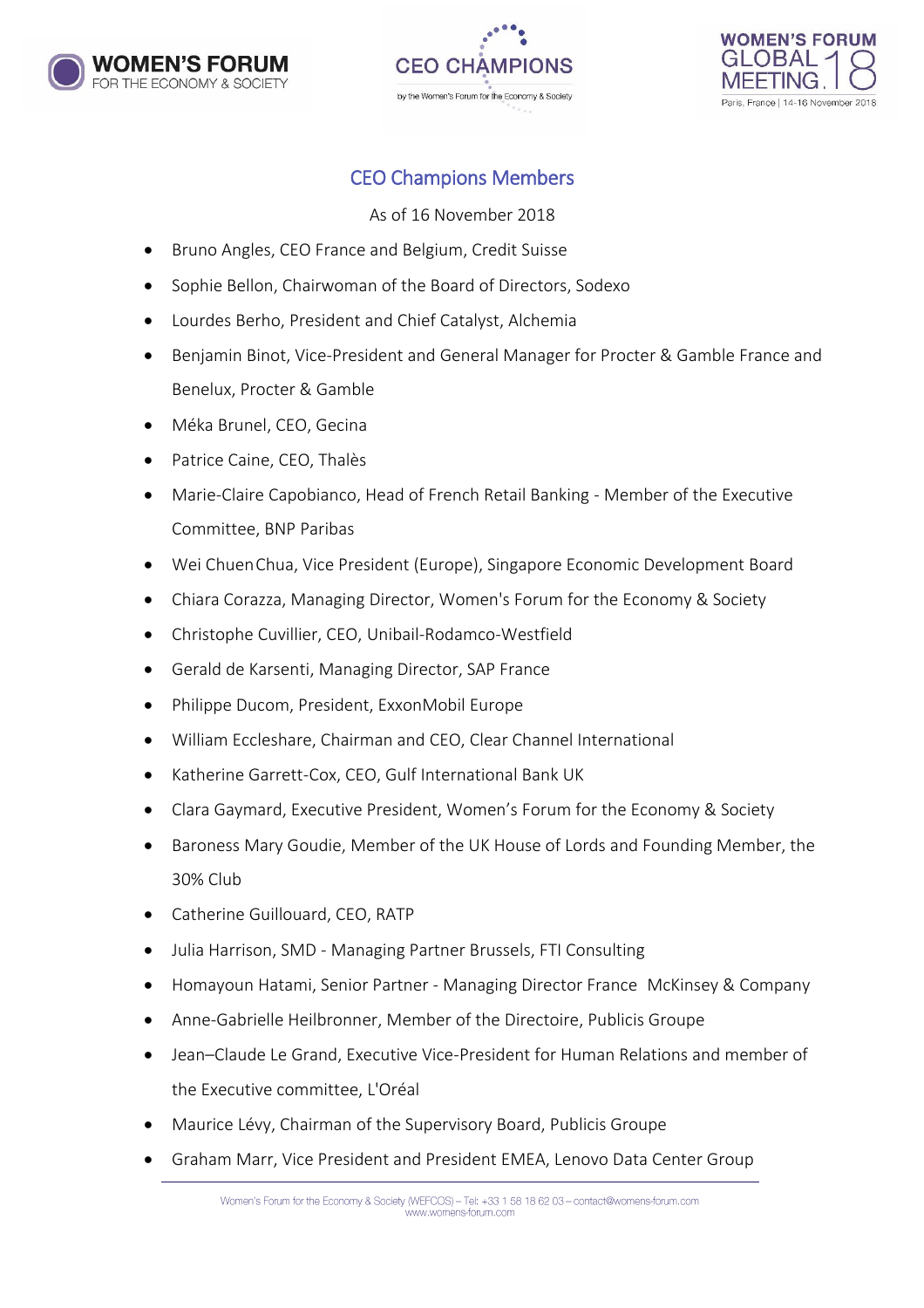## CEO Champions Members

As of 16 November 2018

- Bruno Angles, CEO France and Belgium, Credit Suisse
- Sophie Bellon, Chairwoman of the Board of Directors, Sodexo
- Lourdes Berho, President and Chief Catalyst, Alchemia
- Benjamin Binot, Vice-President and General Manager for Procter & Gamble France and Benelux, Procter & Gamble
- Méka Brunel, CEO, Gecina
- Patrice Caine, CEO, Thalès
- Marie-Claire Capobianco, Head of French Retail Banking - Member of the Executive Committee, BNP Paribas
- Wei Chuen Chua, Vice President (Europe), Singapore Economic Development Board
- Chiara Corazza, Managing Director, Women's Forum for the Economy & Society
- Christophe Cuvillier, CEO, Unibail-Rodamco-Westfield
- Gerald de Karsenti, Managing Director, SAP France
- Philippe Ducom, President, ExxonMobil Europe
- William Eccleshare, Chairman and CEO, Clear Channel International
- Katherine Garrett-Cox, CEO, Gulf International Bank UK
- Clara Gaymard, Executive President, Women's Forum for the Economy & Society
- Baroness Mary Goudie, Member of the UK House of Lords and Founding Member, the 30% Club
- Catherine Guillouard, CEO, RATP
- Julia Harrison, SMD - Managing Partner Brussels, FTI Consulting
- Homayoun Hatami, Senior Partner - Managing Director France McKinsey & Company
- Anne-Gabrielle Heilbronner, Member of the Directoire, Publicis Groupe
- Jean–Claude Le Grand, Executive Vice-President for Human Relations and member of the Executive committee, L'Oréal
- Maurice Lévy, Chairman of the Supervisory Board, Publicis Groupe
- Graham Marr, Vice President and President EMEA, Lenovo Data Center Group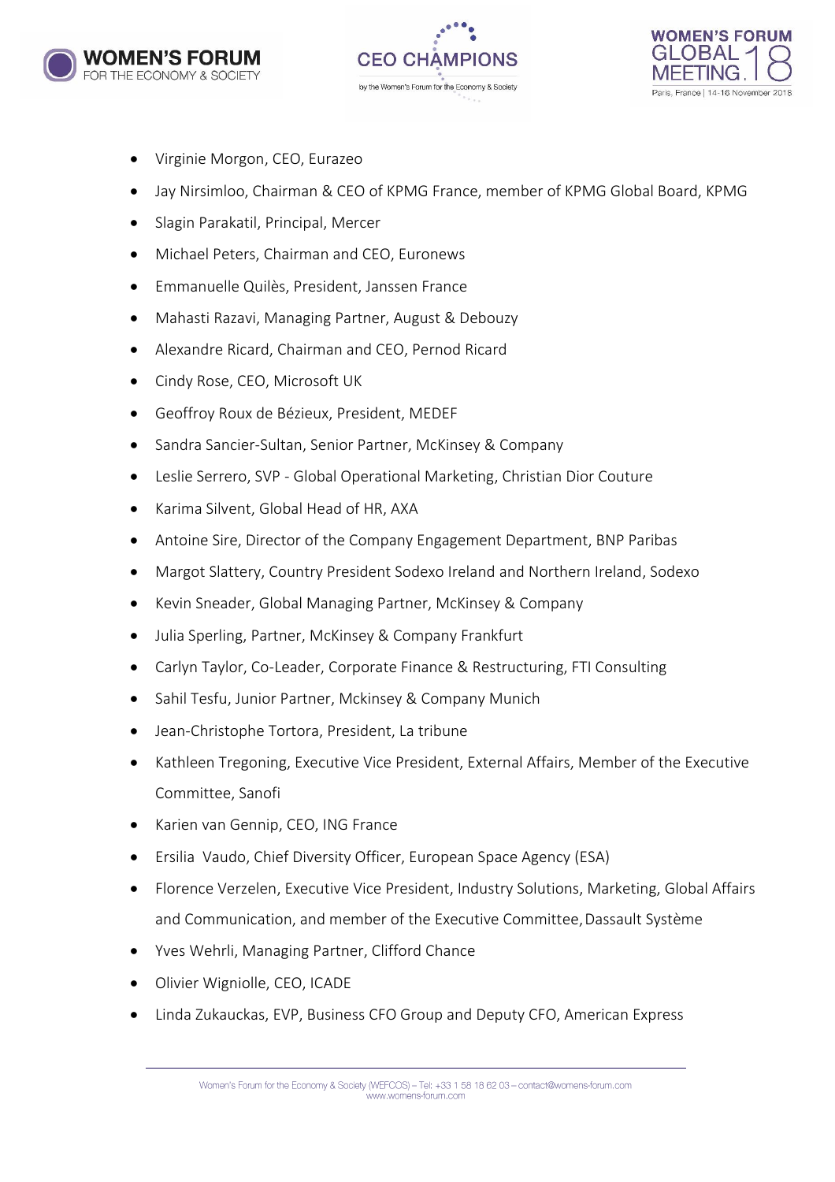- Virginie Morgon, CEO, Eurazeo
- Jay Nirsimloo, Chairman & CEO of KPMG France, member of KPMG Global Board, KPMG
- Slagin Parakatil, Principal, Mercer
- Michael Peters, Chairman and CEO, Euronews
- Emmanuelle Quilès, President, Janssen France
- Mahasti Razavi, Managing Partner, August & Debouzy
- Alexandre Ricard, Chairman and CEO, Pernod Ricard
- Cindy Rose, CEO, Microsoft UK
- Geoffroy Roux de Bézieux, President, MEDEF
- Sandra Sancier-Sultan, Senior Partner, McKinsey & Company
- Leslie Serrero, SVP - Global Operational Marketing, Christian Dior Couture
- Karima Silvent, Global Head of HR, AXA
- Antoine Sire, Director of the Company Engagement Department, BNP Paribas
- Margot Slattery, Country President Sodexo Ireland and Northern Ireland, Sodexo
- Kevin Sneader, Global Managing Partner, McKinsey & Company
- Julia Sperling, Partner, McKinsey & Company Frankfurt
- Carlyn Taylor, Co-Leader, Corporate Finance & Restructuring, FTI Consulting
- Sahil Tesfu, Junior Partner, Mckinsey & Company Munich
- Jean-Christophe Tortora, President, La tribune
- Kathleen Tregoning, Executive Vice President, External Affairs, Member of the Executive Committee, Sanofi
- Karien van Gennip, CEO, ING France
- Ersilia Vaudo, Chief Diversity Officer, European Space Agency (ESA)
- Florence Verzelen, Executive Vice President, Industry Solutions, Marketing, Global Affairs and Communication, and member of the Executive Committee, Dassault Système
- Yves Wehrli, Managing Partner, Clifford Chance
- Olivier Wigniolle, CEO, ICADE
- Linda Zukauckas, EVP, Business CFO Group and Deputy CFO, American Express